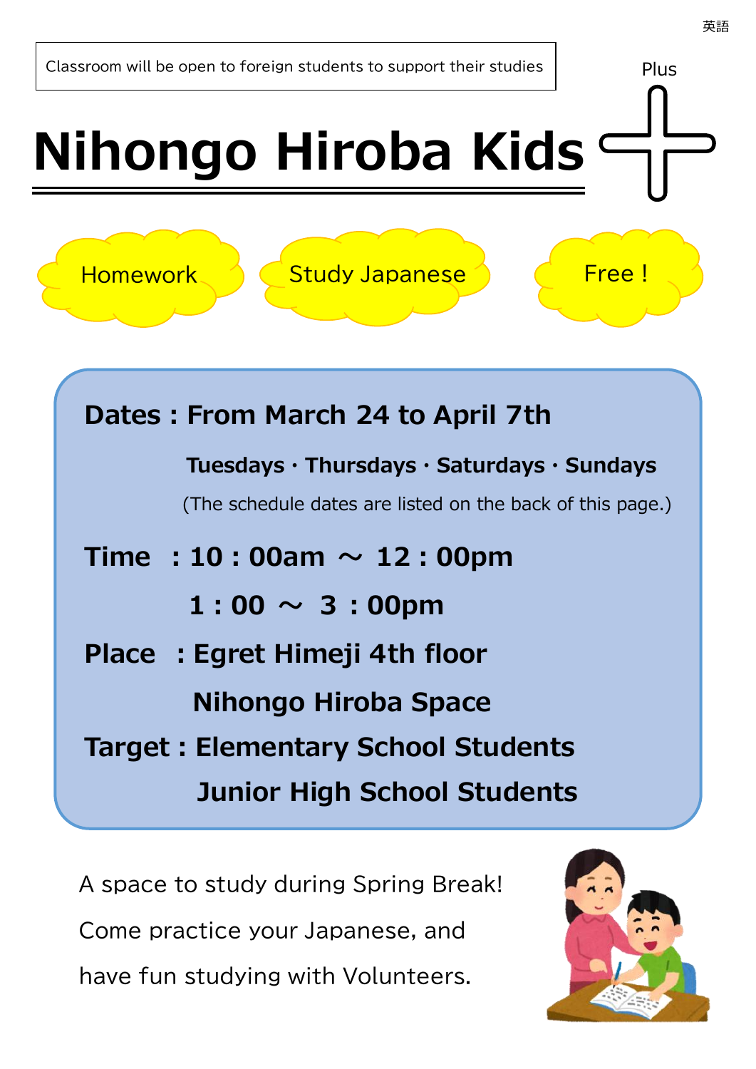英語

Classroom will be open to foreign students to support their studies

# Nihongo Hiroba Kids Plus

Homework

Study Japanese

Free !

**Dates : From March 24 to April 7th**

**Tuesdays · Thursdays · Saturdays · Sundays**

(The schedule dates are listed on the back of this page.)

**Time : 10 : 00am ～ 12 : 00pm**

**1 : 00 ～ 3 : 00pm**

**Place : Egret Himeji 4th floor**

**Nihongo Hiroba Space**

**Target : Elementary School Students**

**Junior High School Students**

A space to study during Spring Break!

Come practice your Japanese, and

have fun studying with Volunteers.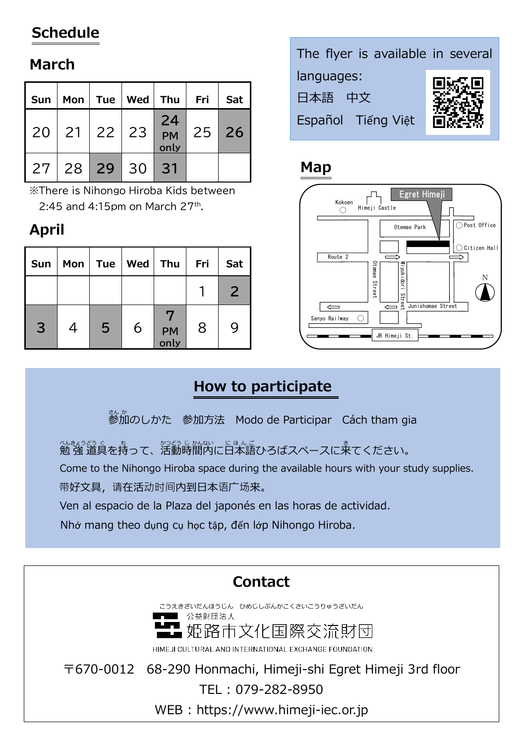## Schedule

### March

| Sun | Mon | Tue | Wed | Thu | Fri | Sat |
|---|---|---|---|---|---|---|
| 20 | 21 | 22 | 23 | 24 PM only | 25 | 26 |
| 27 | 28 | 29 | 30 | 31 | | |

※There is Nihongo Hiroba Kids between 2:45 and 4:15pm on March 27th.

### April

| Sun | Mon | Tue | Wed | Thu | Fri | Sat |
|---|---|---|---|---|---|---|
| | | | | | 1 | 2 |
| 3 | 4 | 5 | 6 | 7 PM only | 8 | 9 |

The flyer is available in several languages:
日本語　中文
Español　Tiếng Việt

## Map

Egret Himeji
Kokoen
Himeji Castle
Otemae Park
Post Office
Citizen Hall
Route 2
Otemae Street
Miyukidori Street
Junishomae Street
N
Sanyo Railway
JR Himeji St.

## How to participate

参加のしかた　参加方法　Modo de Participar　Cách tham gia

勉強道具を持って、活動時間内に日本語ひろばスペースに来てください。

Come to the Nihongo Hiroba space during the available hours with your study supplies.

带好文具，请在活动时间内到日本语广场来。

Ven al espacio de la Plaza del japonés en las horas de actividad.

Nhớ mang theo dụng cụ học tập, đến lớp Nihongo Hiroba.

## Contact

公益財団法人 姫路市文化国際交流財団
HIMEJI CULTURAL AND INTERNATIONAL EXCHANGE FOUNDATION

〒670-0012　68-290 Honmachi, Himeji-shi Egret Himeji 3rd floor

TEL：079-282-8950

WEB：https://www.himeji-iec.or.jp